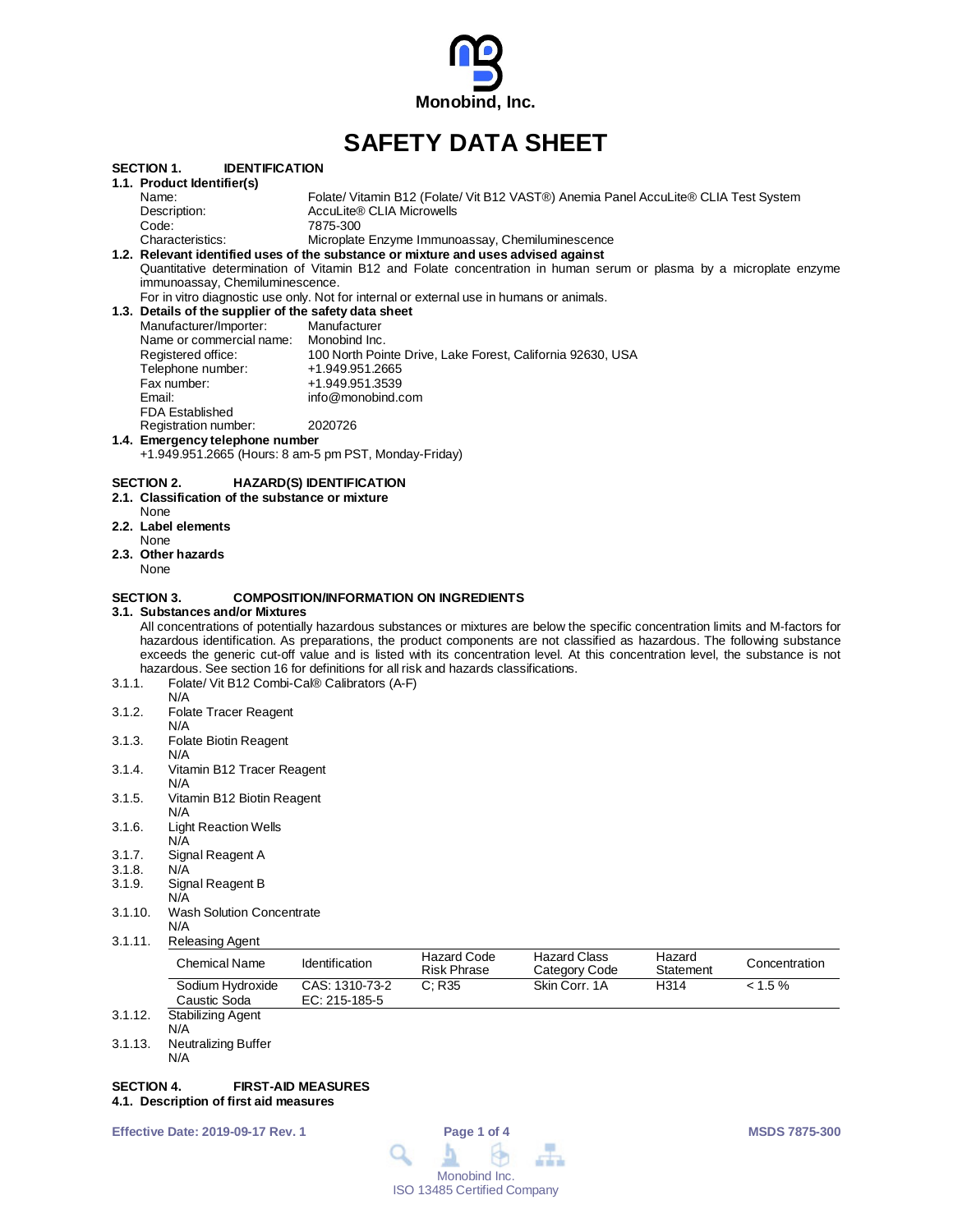Monobind, Inc.

# SAFETY DATA SHEET

## SECTION 1. IDENTIFICATION

### 1.1. Product Identifier(s)

Name: Folate/ Vitamin B12 (Folate/ Vit B12 VAST®) Anemia Panel AccuLite® CLIA Test System
Description: AccuLite® CLIA Microwells
Code: 7875-300
Characteristics: Microplate Enzyme Immunoassay, Chemiluminescence

### 1.2. Relevant identified uses of the substance or mixture and uses advised against

Quantitative determination of Vitamin B12 and Folate concentration in human serum or plasma by a microplate enzyme immunoassay, Chemiluminescence.

For in vitro diagnostic use only. Not for internal or external use in humans or animals.

### 1.3. Details of the supplier of the safety data sheet

Manufacturer/Importer: Manufacturer
Name or commercial name: Monobind Inc.
Registered office: 100 North Pointe Drive, Lake Forest, California 92630, USA
Telephone number: +1.949.951.2665
Fax number: +1.949.951.3539
Email: info@monobind.com
FDA Established
Registration number: 2020726

### 1.4. Emergency telephone number

+1.949.951.2665 (Hours: 8 am-5 pm PST, Monday-Friday)

## SECTION 2. HAZARD(S) IDENTIFICATION

### 2.1. Classification of the substance or mixture

None

### 2.2. Label elements

None

### 2.3. Other hazards

None

## SECTION 3. COMPOSITION/INFORMATION ON INGREDIENTS

### 3.1. Substances and/or Mixtures

All concentrations of potentially hazardous substances or mixtures are below the specific concentration limits and M-factors for hazardous identification. As preparations, the product components are not classified as hazardous. The following substance exceeds the generic cut-off value and is listed with its concentration level. At this concentration level, the substance is not hazardous. See section 16 for definitions for all risk and hazards classifications.

3.1.1. Folate/ Vit B12 Combi-Cal® Calibrators (A-F)
N/A

3.1.2. Folate Tracer Reagent
N/A

3.1.3. Folate Biotin Reagent
N/A

3.1.4. Vitamin B12 Tracer Reagent
N/A

3.1.5. Vitamin B12 Biotin Reagent
N/A

3.1.6. Light Reaction Wells
N/A

3.1.7. Signal Reagent A

3.1.8. N/A

3.1.9. Signal Reagent B
N/A

3.1.10. Wash Solution Concentrate
N/A

3.1.11. Releasing Agent

| Chemical Name | Identification | Hazard Code Risk Phrase | Hazard Class Category Code | Hazard Statement | Concentration |
|---|---|---|---|---|---|
| Sodium Hydroxide Caustic Soda | CAS: 1310-73-2 EC: 215-185-5 | C; R35 | Skin Corr. 1A | H314 | < 1.5 % |

3.1.12. Stabilizing Agent
N/A

3.1.13. Neutralizing Buffer
N/A

## SECTION 4. FIRST-AID MEASURES

### 4.1. Description of first aid measures

Effective Date: 2019-09-17 Rev. 1

MSDS 7875-300

Monobind Inc.
ISO 13485 Certified Company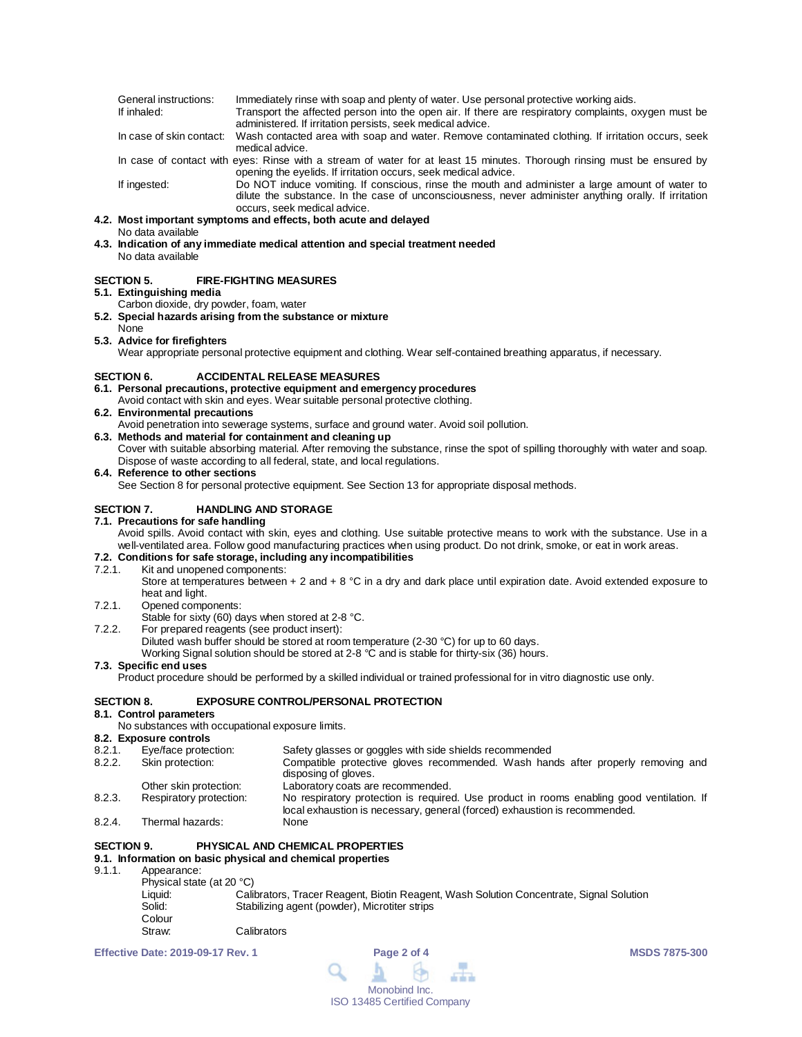General instructions: Immediately rinse with soap and plenty of water. Use personal protective working aids.

If inhaled: Transport the affected person into the open air. If there are respiratory complaints, oxygen must be administered. If irritation persists, seek medical advice.

In case of skin contact: Wash contacted area with soap and water. Remove contaminated clothing. If irritation occurs, seek medical advice.

In case of contact with eyes: Rinse with a stream of water for at least 15 minutes. Thorough rinsing must be ensured by opening the eyelids. If irritation occurs, seek medical advice.

If ingested: Do NOT induce vomiting. If conscious, rinse the mouth and administer a large amount of water to dilute the substance. In the case of unconsciousness, never administer anything orally. If irritation occurs, seek medical advice.

**4.2. Most important symptoms and effects, both acute and delayed**

No data available

**4.3. Indication of any immediate medical attention and special treatment needed**

No data available

## SECTION 5. FIRE-FIGHTING MEASURES

**5.1. Extinguishing media**

Carbon dioxide, dry powder, foam, water

**5.2. Special hazards arising from the substance or mixture**

None

**5.3. Advice for firefighters**

Wear appropriate personal protective equipment and clothing. Wear self-contained breathing apparatus, if necessary.

## SECTION 6. ACCIDENTAL RELEASE MEASURES

**6.1. Personal precautions, protective equipment and emergency procedures**

Avoid contact with skin and eyes. Wear suitable personal protective clothing.

**6.2. Environmental precautions**

Avoid penetration into sewerage systems, surface and ground water. Avoid soil pollution.

**6.3. Methods and material for containment and cleaning up**

Cover with suitable absorbing material. After removing the substance, rinse the spot of spilling thoroughly with water and soap. Dispose of waste according to all federal, state, and local regulations.

**6.4. Reference to other sections**

See Section 8 for personal protective equipment. See Section 13 for appropriate disposal methods.

## SECTION 7. HANDLING AND STORAGE

**7.1. Precautions for safe handling**

Avoid spills. Avoid contact with skin, eyes and clothing. Use suitable protective means to work with the substance. Use in a well-ventilated area. Follow good manufacturing practices when using product. Do not drink, smoke, or eat in work areas.

**7.2. Conditions for safe storage, including any incompatibilities**

7.2.1. Kit and unopened components:
Store at temperatures between + 2 and + 8 °C in a dry and dark place until expiration date. Avoid extended exposure to heat and light.

7.2.1. Opened components:
Stable for sixty (60) days when stored at 2-8 °C.

7.2.2. For prepared reagents (see product insert):
Diluted wash buffer should be stored at room temperature (2-30 °C) for up to 60 days.
Working Signal solution should be stored at 2-8 °C and is stable for thirty-six (36) hours.

**7.3. Specific end uses**

Product procedure should be performed by a skilled individual or trained professional for in vitro diagnostic use only.

## SECTION 8. EXPOSURE CONTROL/PERSONAL PROTECTION

**8.1. Control parameters**

No substances with occupational exposure limits.

**8.2. Exposure controls**

8.2.1. Eye/face protection: Safety glasses or goggles with side shields recommended

8.2.2. Skin protection: Compatible protective gloves recommended. Wash hands after properly removing and disposing of gloves.

Other skin protection: Laboratory coats are recommended.

8.2.3. Respiratory protection: No respiratory protection is required. Use product in rooms enabling good ventilation. If local exhaustion is necessary, general (forced) exhaustion is recommended.

8.2.4. Thermal hazards: None

## SECTION 9. PHYSICAL AND CHEMICAL PROPERTIES

**9.1. Information on basic physical and chemical properties**

9.1.1. Appearance:

Physical state (at 20 °C)

Liquid: Calibrators, Tracer Reagent, Biotin Reagent, Wash Solution Concentrate, Signal Solution

Solid: Stabilizing agent (powder), Microtiter strips

Colour

Straw: Calibrators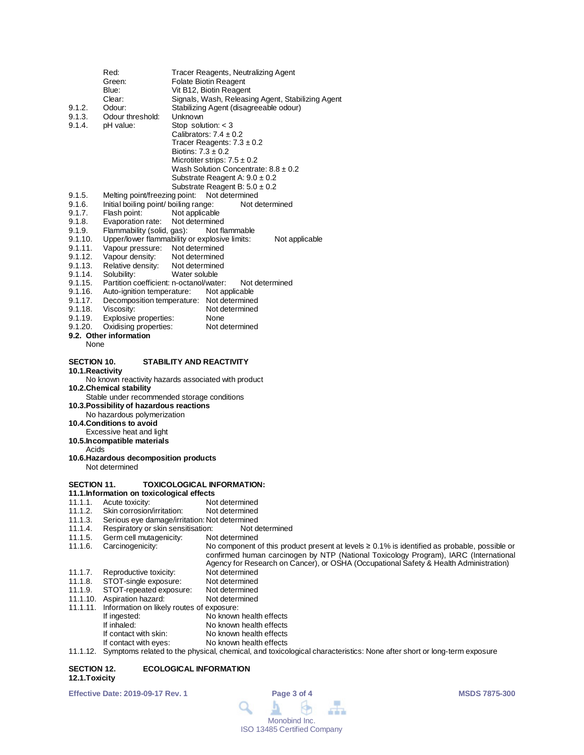| | | |
|---|---|---|
| | Red: | Tracer Reagents, Neutralizing Agent |
| | Green: | Folate Biotin Reagent |
| | Blue: | Vit B12, Biotin Reagent |
| | Clear: | Signals, Wash, Releasing Agent, Stabilizing Agent |
| 9.1.2. | Odour: | Stabilizing Agent (disagreeable odour) |
| 9.1.3. | Odour threshold: | Unknown |
| 9.1.4. | pH value: | Stop solution: < 3<br>Calibrators: 7.4 ± 0.2<br>Tracer Reagents: 7.3 ± 0.2<br>Biotins: 7.3 ± 0.2<br>Microtiter strips: 7.5 ± 0.2<br>Wash Solution Concentrate: 8.8 ± 0.2<br>Substrate Reagent A: 9.0 ± 0.2<br>Substrate Reagent B: 5.0 ± 0.2 |
| 9.1.5. | Melting point/freezing point: | Not determined |
| 9.1.6. | Initial boiling point/ boiling range: | Not determined |
| 9.1.7. | Flash point: | Not applicable |
| 9.1.8. | Evaporation rate: | Not determined |
| 9.1.9. | Flammability (solid, gas): | Not flammable |
| 9.1.10. | Upper/lower flammability or explosive limits: | Not applicable |
| 9.1.11. | Vapour pressure: | Not determined |
| 9.1.12. | Vapour density: | Not determined |
| 9.1.13. | Relative density: | Not determined |
| 9.1.14. | Solubility: | Water soluble |
| 9.1.15. | Partition coefficient: n-octanol/water: | Not determined |
| 9.1.16. | Auto-ignition temperature: | Not applicable |
| 9.1.17. | Decomposition temperature: | Not determined |
| 9.1.18. | Viscosity: | Not determined |
| 9.1.19. | Explosive properties: | None |
| 9.1.20. | Oxidising properties: | Not determined |

**9.2. Other information**

None

## SECTION 10. STABILITY AND REACTIVITY

**10.1.Reactivity**

No known reactivity hazards associated with product

**10.2.Chemical stability**

Stable under recommended storage conditions

**10.3.Possibility of hazardous reactions**

No hazardous polymerization

**10.4.Conditions to avoid**

Excessive heat and light

**10.5.Incompatible materials**

Acids

**10.6.Hazardous decomposition products**

Not determined

## SECTION 11. TOXICOLOGICAL INFORMATION:

**11.1.Information on toxicological effects**

| | | |
|---|---|---|
| 11.1.1. | Acute toxicity: | Not determined |
| 11.1.2. | Skin corrosion/irritation: | Not determined |
| 11.1.3. | Serious eye damage/irritation: | Not determined |
| 11.1.4. | Respiratory or skin sensitisation: | Not determined |
| 11.1.5. | Germ cell mutagenicity: | Not determined |
| 11.1.6. | Carcinogenicity: | No component of this product present at levels ≥ 0.1% is identified as probable, possible or confirmed human carcinogen by NTP (National Toxicology Program), IARC (International Agency for Research on Cancer), or OSHA (Occupational Safety & Health Administration) |
| 11.1.7. | Reproductive toxicity: | Not determined |
| 11.1.8. | STOT-single exposure: | Not determined |
| 11.1.9. | STOT-repeated exposure: | Not determined |
| 11.1.10. | Aspiration hazard: | Not determined |
| 11.1.11. | Information on likely routes of exposure: | |
| | If ingested: | No known health effects |
| | If inhaled: | No known health effects |
| | If contact with skin: | No known health effects |
| | If contact with eyes: | No known health effects |

11.1.12. Symptoms related to the physical, chemical, and toxicological characteristics: None after short or long-term exposure

## SECTION 12. ECOLOGICAL INFORMATION

**12.1.Toxicity**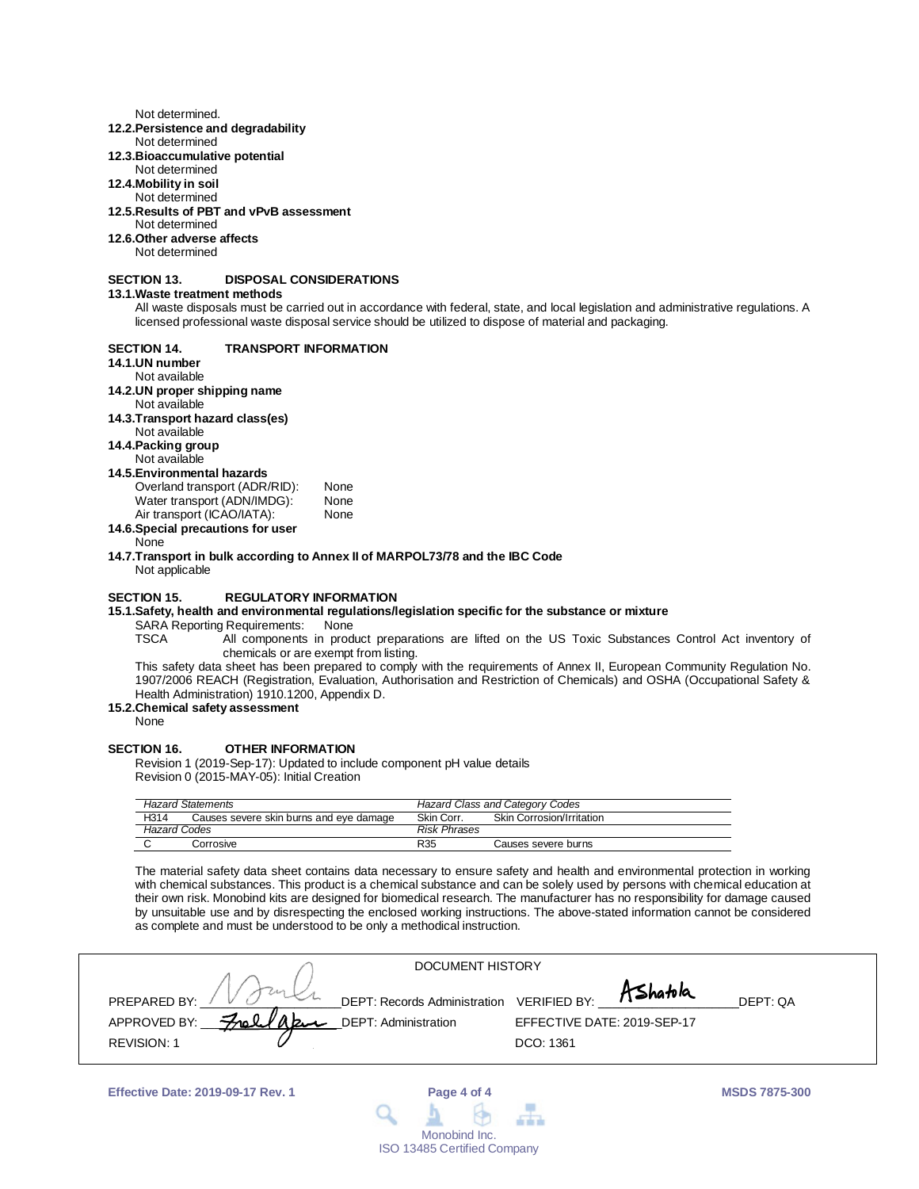Not determined.

**12.2.Persistence and degradability**

Not determined

**12.3.Bioaccumulative potential**

Not determined

**12.4.Mobility in soil**

Not determined

**12.5.Results of PBT and vPvB assessment**

Not determined

**12.6.Other adverse affects**

Not determined

## SECTION 13. DISPOSAL CONSIDERATIONS

**13.1.Waste treatment methods**

All waste disposals must be carried out in accordance with federal, state, and local legislation and administrative regulations. A licensed professional waste disposal service should be utilized to dispose of material and packaging.

## SECTION 14. TRANSPORT INFORMATION

**14.1.UN number**

Not available

**14.2.UN proper shipping name**

Not available

**14.3.Transport hazard class(es)**

Not available

**14.4.Packing group**

Not available

**14.5.Environmental hazards**

Overland transport (ADR/RID): None
Water transport (ADN/IMDG): None
Air transport (ICAO/IATA): None

**14.6.Special precautions for user**

None

**14.7.Transport in bulk according to Annex II of MARPOL73/78 and the IBC Code**

Not applicable

## SECTION 15. REGULATORY INFORMATION

**15.1.Safety, health and environmental regulations/legislation specific for the substance or mixture**

SARA Reporting Requirements: None

TSCA All components in product preparations are lifted on the US Toxic Substances Control Act inventory of chemicals or are exempt from listing.

This safety data sheet has been prepared to comply with the requirements of Annex II, European Community Regulation No. 1907/2006 REACH (Registration, Evaluation, Authorisation and Restriction of Chemicals) and OSHA (Occupational Safety & Health Administration) 1910.1200, Appendix D.

**15.2.Chemical safety assessment**

None

## SECTION 16. OTHER INFORMATION

Revision 1 (2019-Sep-17): Updated to include component pH value details
Revision 0 (2015-MAY-05): Initial Creation

| *Hazard Statements* | | *Hazard Class and Category Codes* | |
|---|---|---|---|
| H314 | Causes severe skin burns and eye damage | Skin Corr. | Skin Corrosion/Irritation |
| *Hazard Codes* | | *Risk Phrases* | |
| C | Corrosive | R35 | Causes severe burns |

The material safety data sheet contains data necessary to ensure safety and health and environmental protection in working with chemical substances. This product is a chemical substance and can be solely used by persons with chemical education at their own risk. Monobind kits are designed for biomedical research. The manufacturer has no responsibility for damage caused by unsuitable use and by disregarding the enclosed working instructions. The above-stated information cannot be considered as complete and must be understood to be only a methodical instruction.

| DOCUMENT HISTORY | | | |
|---|---|---|---|
| PREPARED BY: [signature] | DEPT: Records Administration | VERIFIED BY: AShatola | DEPT: QA |
| APPROVED BY: [signature] | DEPT: Administration | EFFECTIVE DATE: 2019-SEP-17 | |
| REVISION: 1 | | DCO: 1361 | |

Monobind Inc.
ISO 13485 Certified Company